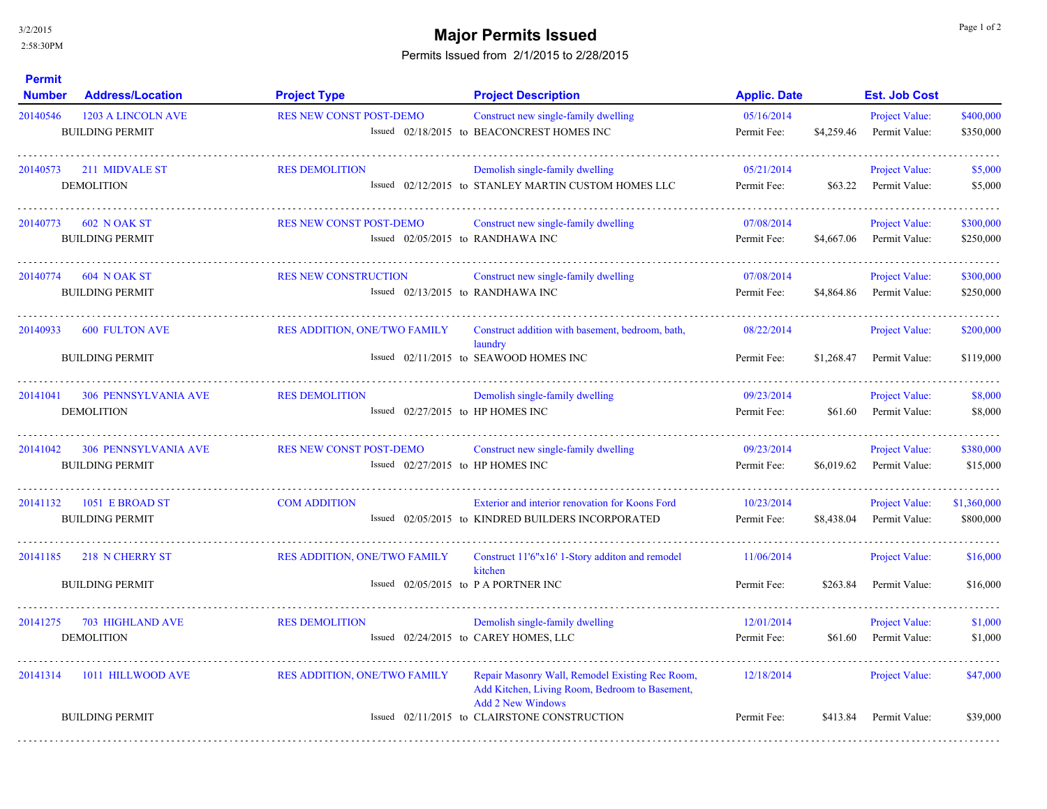# Major Permits Issued

Permits Issued from 2/1/2015 to 2/28/2015

3/2/2015
2:58:30PM

| Permit Number | Address/Location | Project Type | Project Description | Applic. Date | Est. Job Cost |
|---|---|---|---|---|---|
| 20140546 | 1203 A LINCOLN AVE | RES NEW CONST POST-DEMO | Construct new single-family dwelling | 05/16/2014 | Project Value: $400,000 |
| | BUILDING PERMIT | Issued 02/18/2015 to | BEACONCREST HOMES INC | Permit Fee: $4,259.46 | Permit Value: $350,000 |
| 20140573 | 211 MIDVALE ST | RES DEMOLITION | Demolish single-family dwelling | 05/21/2014 | Project Value: $5,000 |
| | DEMOLITION | Issued 02/12/2015 to | STANLEY MARTIN CUSTOM HOMES LLC | Permit Fee: $63.22 | Permit Value: $5,000 |
| 20140773 | 602 N OAK ST | RES NEW CONST POST-DEMO | Construct new single-family dwelling | 07/08/2014 | Project Value: $300,000 |
| | BUILDING PERMIT | Issued 02/05/2015 to | RANDHAWA INC | Permit Fee: $4,667.06 | Permit Value: $250,000 |
| 20140774 | 604 N OAK ST | RES NEW CONSTRUCTION | Construct new single-family dwelling | 07/08/2014 | Project Value: $300,000 |
| | BUILDING PERMIT | Issued 02/13/2015 to | RANDHAWA INC | Permit Fee: $4,864.86 | Permit Value: $250,000 |
| 20140933 | 600 FULTON AVE | RES ADDITION, ONE/TWO FAMILY | Construct addition with basement, bedroom, bath, laundry | 08/22/2014 | Project Value: $200,000 |
| | BUILDING PERMIT | Issued 02/11/2015 to | SEAWOOD HOMES INC | Permit Fee: $1,268.47 | Permit Value: $119,000 |
| 20141041 | 306 PENNSYLVANIA AVE | RES DEMOLITION | Demolish single-family dwelling | 09/23/2014 | Project Value: $8,000 |
| | DEMOLITION | Issued 02/27/2015 to | HP HOMES INC | Permit Fee: $61.60 | Permit Value: $8,000 |
| 20141042 | 306 PENNSYLVANIA AVE | RES NEW CONST POST-DEMO | Construct new single-family dwelling | 09/23/2014 | Project Value: $380,000 |
| | BUILDING PERMIT | Issued 02/27/2015 to | HP HOMES INC | Permit Fee: $6,019.62 | Permit Value: $15,000 |
| 20141132 | 1051 E BROAD ST | COM ADDITION | Exterior and interior renovation for Koons Ford | 10/23/2014 | Project Value: $1,360,000 |
| | BUILDING PERMIT | Issued 02/05/2015 to | KINDRED BUILDERS INCORPORATED | Permit Fee: $8,438.04 | Permit Value: $800,000 |
| 20141185 | 218 N CHERRY ST | RES ADDITION, ONE/TWO FAMILY | Construct 11'6"x16' 1-Story additon and remodel kitchen | 11/06/2014 | Project Value: $16,000 |
| | BUILDING PERMIT | Issued 02/05/2015 to | P A PORTNER INC | Permit Fee: $263.84 | Permit Value: $16,000 |
| 20141275 | 703 HIGHLAND AVE | RES DEMOLITION | Demolish single-family dwelling | 12/01/2014 | Project Value: $1,000 |
| | DEMOLITION | Issued 02/24/2015 to | CAREY HOMES, LLC | Permit Fee: $61.60 | Permit Value: $1,000 |
| 20141314 | 1011 HILLWOOD AVE | RES ADDITION, ONE/TWO FAMILY | Repair Masonry Wall, Remodel Existing Rec Room, Add Kitchen, Living Room, Bedroom to Basement, Add 2 New Windows | 12/18/2014 | Project Value: $47,000 |
| | BUILDING PERMIT | Issued 02/11/2015 to | CLAIRSTONE CONSTRUCTION | Permit Fee: $413.84 | Permit Value: $39,000 |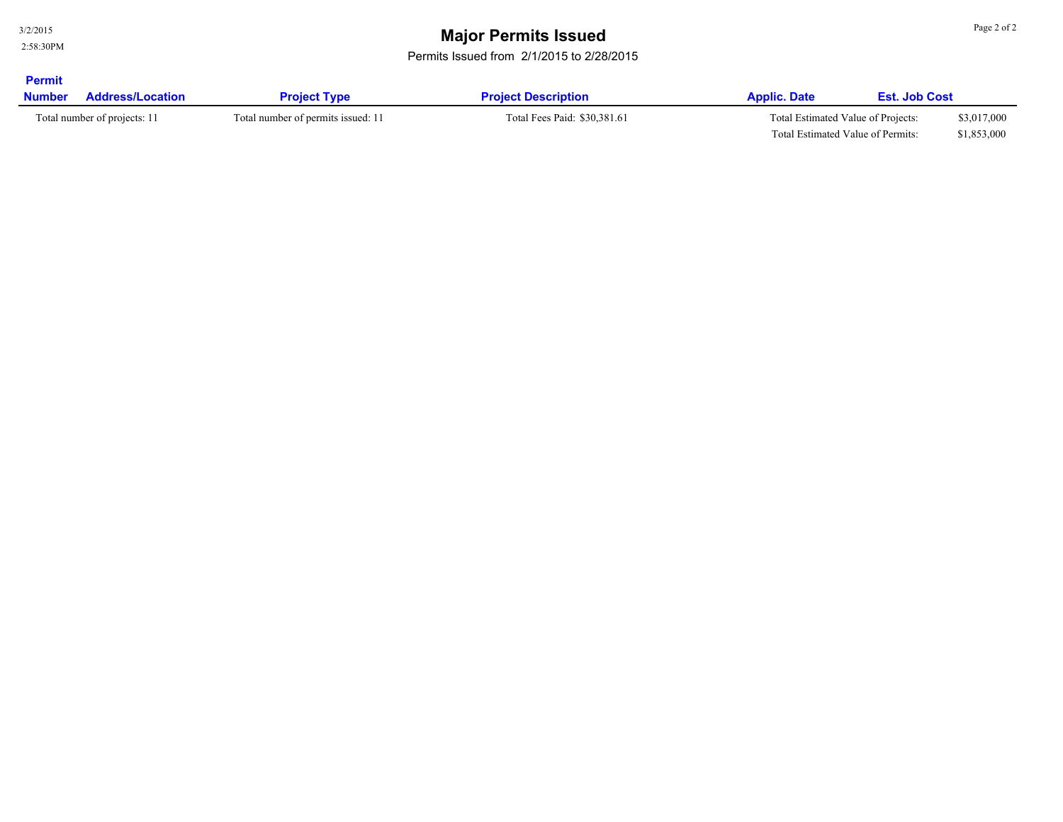# Major Permits Issued

Permits Issued from 2/1/2015 to 2/28/2015

3/2/2015
2:58:30PM

| Permit Number | Address/Location | Project Type | Project Description | Applic. Date | Est. Job Cost |
|---|---|---|---|---|---|

Total number of projects: 11

Total number of permits issued: 11

Total Fees Paid: $30,381.61

Total Estimated Value of Projects: $3,017,000

Total Estimated Value of Permits: $1,853,000